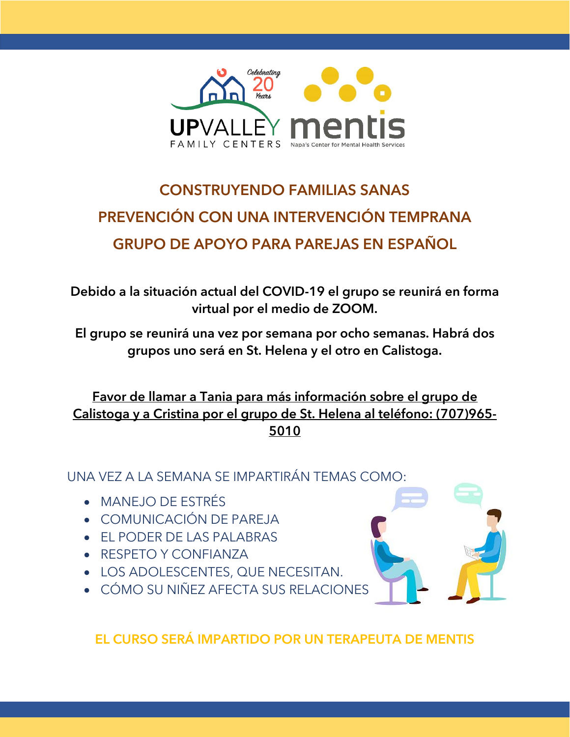UPVALLEY FAMILY CENTERS — Celebrating 20 Years

mentis — Napa's Center for Mental Health Services

# CONSTRUYENDO FAMILIAS SANAS

## PREVENCIÓN CON UNA INTERVENCIÓN TEMPRANA

## GRUPO DE APOYO PARA PAREJAS EN ESPAÑOL

**Debido a la situación actual del COVID-19 el grupo se reunirá en forma virtual por el medio de ZOOM.**

**El grupo se reunirá una vez por semana por ocho semanas. Habrá dos grupos uno será en St. Helena y el otro en Calistoga.**

**Favor de llamar a Tania para más información sobre el grupo de Calistoga y a Cristina por el grupo de St. Helena al teléfono: (707)965-5010**

UNA VEZ A LA SEMANA SE IMPARTIRÁN TEMAS COMO:

- MANEJO DE ESTRÉS
- COMUNICACIÓN DE PAREJA
- EL PODER DE LAS PALABRAS
- RESPETO Y CONFIANZA
- LOS ADOLESCENTES, QUE NECESITAN.
- CÓMO SU NIÑEZ AFECTA SUS RELACIONES

**EL CURSO SERÁ IMPARTIDO POR UN TERAPEUTA DE MENTIS**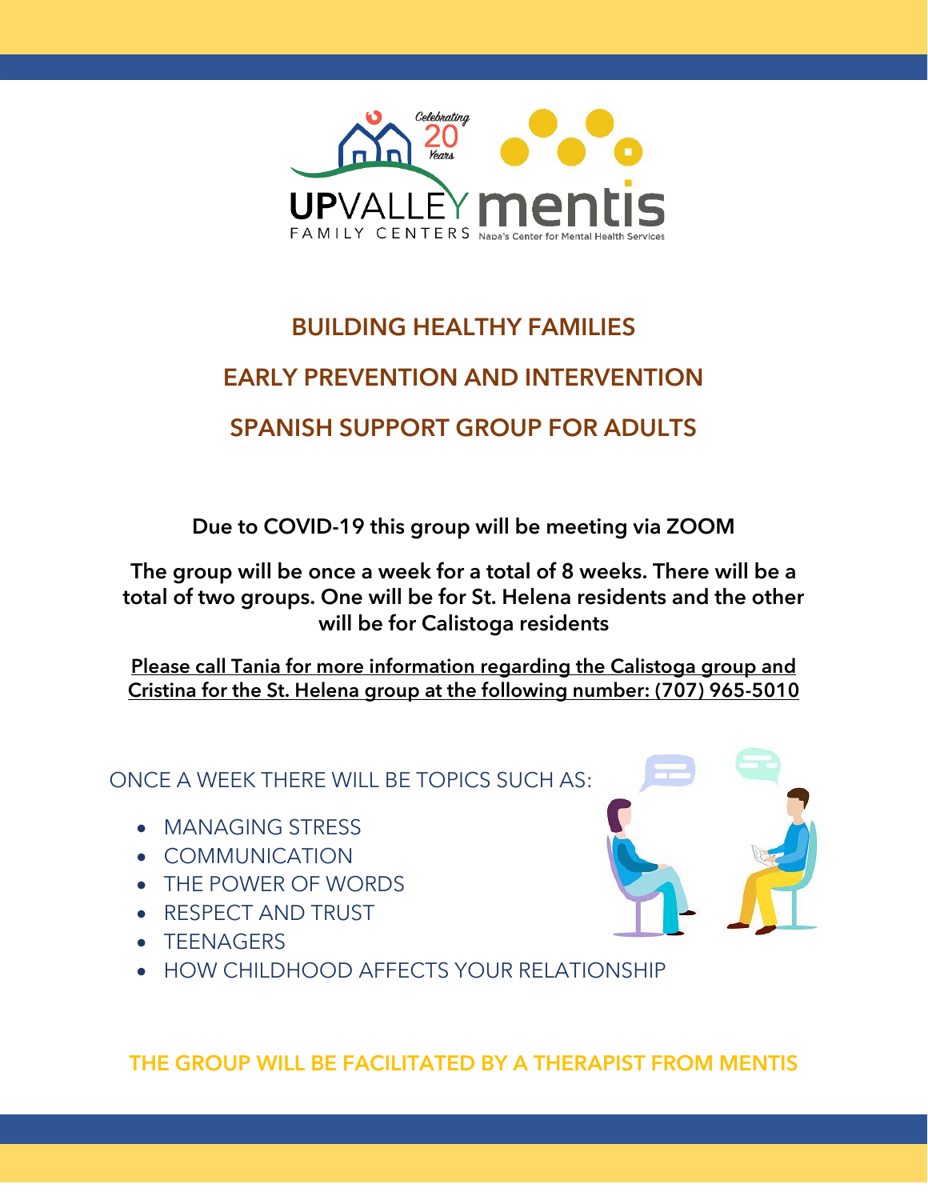# BUILDING HEALTHY FAMILIES

# EARLY PREVENTION AND INTERVENTION

# SPANISH SUPPORT GROUP FOR ADULTS

**Due to COVID-19 this group will be meeting via ZOOM**

**The group will be once a week for a total of 8 weeks. There will be a total of two groups. One will be for St. Helena residents and the other will be for Calistoga residents**

**Please call Tania for more information regarding the Calistoga group and Cristina for the St. Helena group at the following number: (707) 965-5010**

ONCE A WEEK THERE WILL BE TOPICS SUCH AS:

- MANAGING STRESS
- COMMUNICATION
- THE POWER OF WORDS
- RESPECT AND TRUST
- TEENAGERS
- HOW CHILDHOOD AFFECTS YOUR RELATIONSHIP

**THE GROUP WILL BE FACILITATED BY A THERAPIST FROM MENTIS**